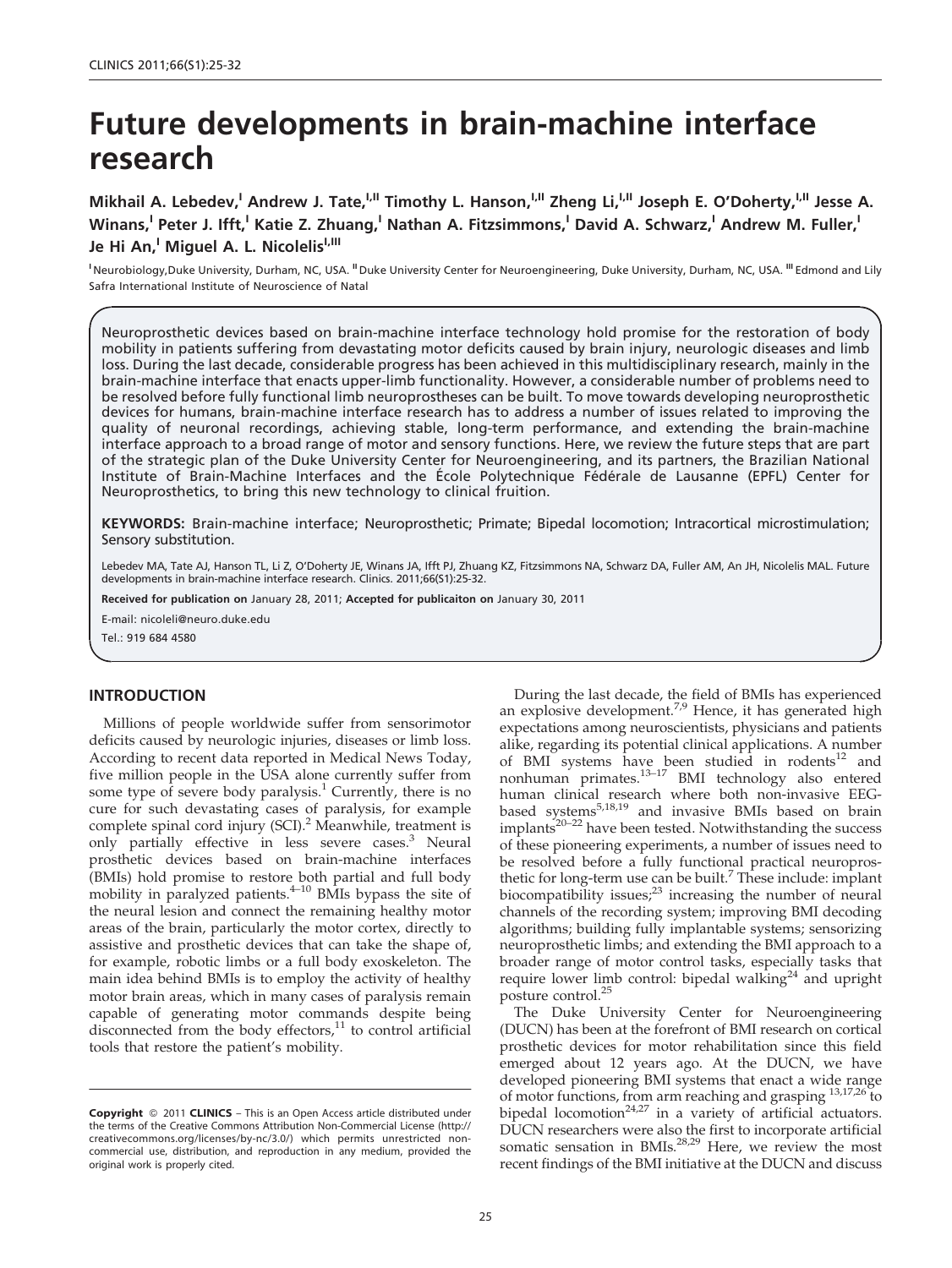# Future developments in brain-machine interface research

**Mikhail A. Lebedev,[I] Andrew J. Tate,[I,II] Timothy L. Hanson,[I,II] Zheng Li,[I,II] Joseph E. O'Doherty,[I,II] Jesse A. Winans,[I] Peter J. Ifft,[I] Katie Z. Zhuang,[I] Nathan A. Fitzsimmons,[I] David A. Schwarz,[I] Andrew M. Fuller,[I] Je Hi An,[I] Miguel A. L. Nicolelis[I,III]**

[I] Neurobiology,Duke University, Durham, NC, USA. [II] Duke University Center for Neuroengineering, Duke University, Durham, NC, USA. [III] Edmond and Lily Safra International Institute of Neuroscience of Natal

Neuroprosthetic devices based on brain-machine interface technology hold promise for the restoration of body mobility in patients suffering from devastating motor deficits caused by brain injury, neurologic diseases and limb loss. During the last decade, considerable progress has been achieved in this multidisciplinary research, mainly in the brain-machine interface that enacts upper-limb functionality. However, a considerable number of problems need to be resolved before fully functional limb neuroprostheses can be built. To move towards developing neuroprosthetic devices for humans, brain-machine interface research has to address a number of issues related to improving the quality of neuronal recordings, achieving stable, long-term performance, and extending the brain-machine interface approach to a broad range of motor and sensory functions. Here, we review the future steps that are part of the strategic plan of the Duke University Center for Neuroengineering, and its partners, the Brazilian National Institute of Brain-Machine Interfaces and the École Polytechnique Fédérale de Lausanne (EPFL) Center for Neuroprosthetics, to bring this new technology to clinical fruition.

**KEYWORDS:** Brain-machine interface; Neuroprosthetic; Primate; Bipedal locomotion; Intracortical microstimulation; Sensory substitution.

Lebedev MA, Tate AJ, Hanson TL, Li Z, O'Doherty JE, Winans JA, Ifft PJ, Zhuang KZ, Fitzsimmons NA, Schwarz DA, Fuller AM, An JH, Nicolelis MAL. Future developments in brain-machine interface research. Clinics. 2011;66(S1):25-32.

**Received for publication on** January 28, 2011; **Accepted for publicaiton on** January 30, 2011

E-mail: nicoleli@neuro.duke.edu

Tel.: 919 684 4580

## INTRODUCTION

Millions of people worldwide suffer from sensorimotor deficits caused by neurologic injuries, diseases or limb loss. According to recent data reported in Medical News Today, five million people in the USA alone currently suffer from some type of severe body paralysis.[1] Currently, there is no cure for such devastating cases of paralysis, for example complete spinal cord injury (SCI).[2] Meanwhile, treatment is only partially effective in less severe cases.[3] Neural prosthetic devices based on brain-machine interfaces (BMIs) hold promise to restore both partial and full body mobility in paralyzed patients.[4–10] BMIs bypass the site of the neural lesion and connect the remaining healthy motor areas of the brain, particularly the motor cortex, directly to assistive and prosthetic devices that can take the shape of, for example, robotic limbs or a full body exoskeleton. The main idea behind BMIs is to employ the activity of healthy motor brain areas, which in many cases of paralysis remain capable of generating motor commands despite being disconnected from the body effectors,[11] to control artificial tools that restore the patient's mobility.

During the last decade, the field of BMIs has experienced an explosive development.[7,9] Hence, it has generated high expectations among neuroscientists, physicians and patients alike, regarding its potential clinical applications. A number of BMI systems have been studied in rodents[12] and nonhuman primates.[13–17] BMI technology also entered human clinical research where both non-invasive EEG-based systems[5,18,19] and invasive BMIs based on brain implants[20–22] have been tested. Notwithstanding the success of these pioneering experiments, a number of issues need to be resolved before a fully functional practical neuroprosthetic for long-term use can be built.[7] These include: implant biocompatibility issues;[23] increasing the number of neural channels of the recording system; improving BMI decoding algorithms; building fully implantable systems; sensorizing neuroprosthetic limbs; and extending the BMI approach to a broader range of motor control tasks, especially tasks that require lower limb control: bipedal walking[24] and upright posture control.[25]

The Duke University Center for Neuroengineering (DUCN) has been at the forefront of BMI research on cortical prosthetic devices for motor rehabilitation since this field emerged about 12 years ago. At the DUCN, we have developed pioneering BMI systems that enact a wide range of motor functions, from arm reaching and grasping [13,17,26] to bipedal locomotion[24,27] in a variety of artificial actuators. DUCN researchers were also the first to incorporate artificial somatic sensation in BMIs.[28,29] Here, we review the most recent findings of the BMI initiative at the DUCN and discuss

**Copyright** © 2011 **CLINICS** – This is an Open Access article distributed under the terms of the Creative Commons Attribution Non-Commercial License (http://creativecommons.org/licenses/by-nc/3.0/) which permits unrestricted non-commercial use, distribution, and reproduction in any medium, provided the original work is properly cited.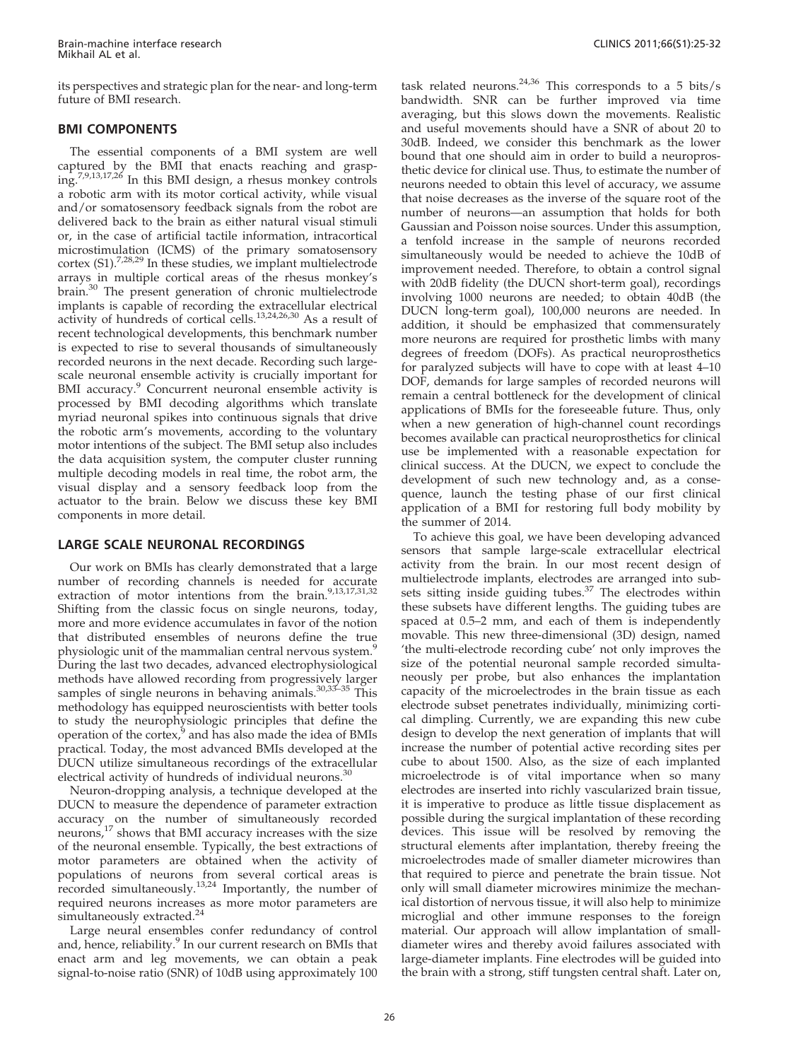its perspectives and strategic plan for the near- and long-term future of BMI research.

## BMI COMPONENTS

The essential components of a BMI system are well captured by the BMI that enacts reaching and grasping.[7,9,13,17,26] In this BMI design, a rhesus monkey controls a robotic arm with its motor cortical activity, while visual and/or somatosensory feedback signals from the robot are delivered back to the brain as either natural visual stimuli or, in the case of artificial tactile information, intracortical microstimulation (ICMS) of the primary somatosensory cortex (S1).[7,28,29] In these studies, we implant multielectrode arrays in multiple cortical areas of the rhesus monkey's brain.[30] The present generation of chronic multielectrode implants is capable of recording the extracellular electrical activity of hundreds of cortical cells.[13,24,26,30] As a result of recent technological developments, this benchmark number is expected to rise to several thousands of simultaneously recorded neurons in the next decade. Recording such large-scale neuronal ensemble activity is crucially important for BMI accuracy.[9] Concurrent neuronal ensemble activity is processed by BMI decoding algorithms which translate myriad neuronal spikes into continuous signals that drive the robotic arm's movements, according to the voluntary motor intentions of the subject. The BMI setup also includes the data acquisition system, the computer cluster running multiple decoding models in real time, the robot arm, the visual display and a sensory feedback loop from the actuator to the brain. Below we discuss these key BMI components in more detail.

## LARGE SCALE NEURONAL RECORDINGS

Our work on BMIs has clearly demonstrated that a large number of recording channels is needed for accurate extraction of motor intentions from the brain.[9,13,17,31,32] Shifting from the classic focus on single neurons, today, more and more evidence accumulates in favor of the notion that distributed ensembles of neurons define the true physiologic unit of the mammalian central nervous system.[9] During the last two decades, advanced electrophysiological methods have allowed recording from progressively larger samples of single neurons in behaving animals.[30,33–35] This methodology has equipped neuroscientists with better tools to study the neurophysiologic principles that define the operation of the cortex,[9] and has also made the idea of BMIs practical. Today, the most advanced BMIs developed at the DUCN utilize simultaneous recordings of the extracellular electrical activity of hundreds of individual neurons.[30]

Neuron-dropping analysis, a technique developed at the DUCN to measure the dependence of parameter extraction accuracy on the number of simultaneously recorded neurons,[17] shows that BMI accuracy increases with the size of the neuronal ensemble. Typically, the best extractions of motor parameters are obtained when the activity of populations of neurons from several cortical areas is recorded simultaneously.[13,24] Importantly, the number of required neurons increases as more motor parameters are simultaneously extracted.[24]

Large neural ensembles confer redundancy of control and, hence, reliability.[9] In our current research on BMIs that enact arm and leg movements, we can obtain a peak signal-to-noise ratio (SNR) of 10dB using approximately 100 task related neurons.[24,36] This corresponds to a 5 bits/s bandwidth. SNR can be further improved via time averaging, but this slows down the movements. Realistic and useful movements should have a SNR of about 20 to 30dB. Indeed, we consider this benchmark as the lower bound that one should aim in order to build a neuroprosthetic device for clinical use. Thus, to estimate the number of neurons needed to obtain this level of accuracy, we assume that noise decreases as the inverse of the square root of the number of neurons—an assumption that holds for both Gaussian and Poisson noise sources. Under this assumption, a tenfold increase in the sample of neurons recorded simultaneously would be needed to achieve the 10dB of improvement needed. Therefore, to obtain a control signal with 20dB fidelity (the DUCN short-term goal), recordings involving 1000 neurons are needed; to obtain 40dB (the DUCN long-term goal), 100,000 neurons are needed. In addition, it should be emphasized that commensurately more neurons are required for prosthetic limbs with many degrees of freedom (DOFs). As practical neuroprosthetics for paralyzed subjects will have to cope with at least 4–10 DOF, demands for large samples of recorded neurons will remain a central bottleneck for the development of clinical applications of BMIs for the foreseeable future. Thus, only when a new generation of high-channel count recordings becomes available can practical neuroprosthetics for clinical use be implemented with a reasonable expectation for clinical success. At the DUCN, we expect to conclude the development of such new technology and, as a consequence, launch the testing phase of our first clinical application of a BMI for restoring full body mobility by the summer of 2014.

To achieve this goal, we have been developing advanced sensors that sample large-scale extracellular electrical activity from the brain. In our most recent design of multielectrode implants, electrodes are arranged into subsets sitting inside guiding tubes.[37] The electrodes within these subsets have different lengths. The guiding tubes are spaced at 0.5–2 mm, and each of them is independently movable. This new three-dimensional (3D) design, named 'the multi-electrode recording cube' not only improves the size of the potential neuronal sample recorded simultaneously per probe, but also enhances the implantation capacity of the microelectrodes in the brain tissue as each electrode subset penetrates individually, minimizing cortical dimpling. Currently, we are expanding this new cube design to develop the next generation of implants that will increase the number of potential active recording sites per cube to about 1500. Also, as the size of each implanted microelectrode is of vital importance when so many electrodes are inserted into richly vascularized brain tissue, it is imperative to produce as little tissue displacement as possible during the surgical implantation of these recording devices. This issue will be resolved by removing the structural elements after implantation, thereby freeing the microelectrodes made of smaller diameter microwires than that required to pierce and penetrate the brain tissue. Not only will small diameter microwires minimize the mechanical distortion of nervous tissue, it will also help to minimize microglial and other immune responses to the foreign material. Our approach will allow implantation of small-diameter wires and thereby avoid failures associated with large-diameter implants. Fine electrodes will be guided into the brain with a strong, stiff tungsten central shaft. Later on,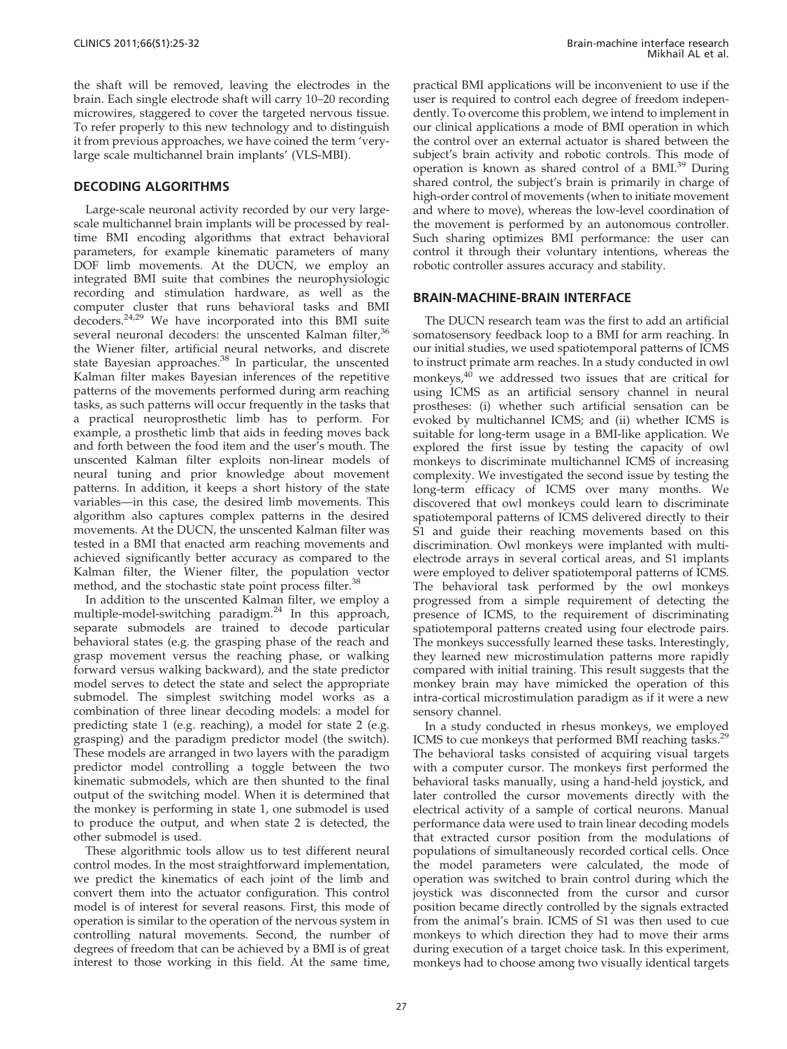the shaft will be removed, leaving the electrodes in the brain. Each single electrode shaft will carry 10–20 recording microwires, staggered to cover the targeted nervous tissue. To refer properly to this new technology and to distinguish it from previous approaches, we have coined the term 'very-large scale multichannel brain implants' (VLS-MBI).

## DECODING ALGORITHMS

Large-scale neuronal activity recorded by our very large-scale multichannel brain implants will be processed by real-time BMI encoding algorithms that extract behavioral parameters, for example kinematic parameters of many DOF limb movements. At the DUCN, we employ an integrated BMI suite that combines the neurophysiologic recording and stimulation hardware, as well as the computer cluster that runs behavioral tasks and BMI decoders.[24,29] We have incorporated into this BMI suite several neuronal decoders: the unscented Kalman filter,[36] the Wiener filter, artificial neural networks, and discrete state Bayesian approaches.[38] In particular, the unscented Kalman filter makes Bayesian inferences of the repetitive patterns of the movements performed during arm reaching tasks, as such patterns will occur frequently in the tasks that a practical neuroprosthetic limb has to perform. For example, a prosthetic limb that aids in feeding moves back and forth between the food item and the user's mouth. The unscented Kalman filter exploits non-linear models of neural tuning and prior knowledge about movement patterns. In addition, it keeps a short history of the state variables—in this case, the desired limb movements. This algorithm also captures complex patterns in the desired movements. At the DUCN, the unscented Kalman filter was tested in a BMI that enacted arm reaching movements and achieved significantly better accuracy as compared to the Kalman filter, the Wiener filter, the population vector method, and the stochastic state point process filter.[38]

In addition to the unscented Kalman filter, we employ a multiple-model-switching paradigm.[24] In this approach, separate submodels are trained to decode particular behavioral states (e.g. the grasping phase of the reach and grasp movement versus the reaching phase, or walking forward versus walking backward), and the state predictor model serves to detect the state and select the appropriate submodel. The simplest switching model works as a combination of three linear decoding models: a model for predicting state 1 (e.g. reaching), a model for state 2 (e.g. grasping) and the paradigm predictor model (the switch). These models are arranged in two layers with the paradigm predictor model controlling a toggle between the two kinematic submodels, which are then shunted to the final output of the switching model. When it is determined that the monkey is performing in state 1, one submodel is used to produce the output, and when state 2 is detected, the other submodel is used.

These algorithmic tools allow us to test different neural control modes. In the most straightforward implementation, we predict the kinematics of each joint of the limb and convert them into the actuator configuration. This control model is of interest for several reasons. First, this mode of operation is similar to the operation of the nervous system in controlling natural movements. Second, the number of degrees of freedom that can be achieved by a BMI is of great interest to those working in this field. At the same time, practical BMI applications will be inconvenient to use if the user is required to control each degree of freedom independently. To overcome this problem, we intend to implement in our clinical applications a mode of BMI operation in which the control over an external actuator is shared between the subject's brain activity and robotic controls. This mode of operation is known as shared control of a BMI.[39] During shared control, the subject's brain is primarily in charge of high-order control of movements (when to initiate movement and where to move), whereas the low-level coordination of the movement is performed by an autonomous controller. Such sharing optimizes BMI performance: the user can control it through their voluntary intentions, whereas the robotic controller assures accuracy and stability.

## BRAIN-MACHINE-BRAIN INTERFACE

The DUCN research team was the first to add an artificial somatosensory feedback loop to a BMI for arm reaching. In our initial studies, we used spatiotemporal patterns of ICMS to instruct primate arm reaches. In a study conducted in owl monkeys,[40] we addressed two issues that are critical for using ICMS as an artificial sensory channel in neural prostheses: (i) whether such artificial sensation can be evoked by multichannel ICMS; and (ii) whether ICMS is suitable for long-term usage in a BMI-like application. We explored the first issue by testing the capacity of owl monkeys to discriminate multichannel ICMS of increasing complexity. We investigated the second issue by testing the long-term efficacy of ICMS over many months. We discovered that owl monkeys could learn to discriminate spatiotemporal patterns of ICMS delivered directly to their S1 and guide their reaching movements based on this discrimination. Owl monkeys were implanted with multi-electrode arrays in several cortical areas, and S1 implants were employed to deliver spatiotemporal patterns of ICMS. The behavioral task performed by the owl monkeys progressed from a simple requirement of detecting the presence of ICMS, to the requirement of discriminating spatiotemporal patterns created using four electrode pairs. The monkeys successfully learned these tasks. Interestingly, they learned new microstimulation patterns more rapidly compared with initial training. This result suggests that the monkey brain may have mimicked the operation of this intra-cortical microstimulation paradigm as if it were a new sensory channel.

In a study conducted in rhesus monkeys, we employed ICMS to cue monkeys that performed BMI reaching tasks.[29] The behavioral tasks consisted of acquiring visual targets with a computer cursor. The monkeys first performed the behavioral tasks manually, using a hand-held joystick, and later controlled the cursor movements directly with the electrical activity of a sample of cortical neurons. Manual performance data were used to train linear decoding models that extracted cursor position from the modulations of populations of simultaneously recorded cortical cells. Once the model parameters were calculated, the mode of operation was switched to brain control during which the joystick was disconnected from the cursor and cursor position became directly controlled by the signals extracted from the animal's brain. ICMS of S1 was then used to cue monkeys to which direction they had to move their arms during execution of a target choice task. In this experiment, monkeys had to choose among two visually identical targets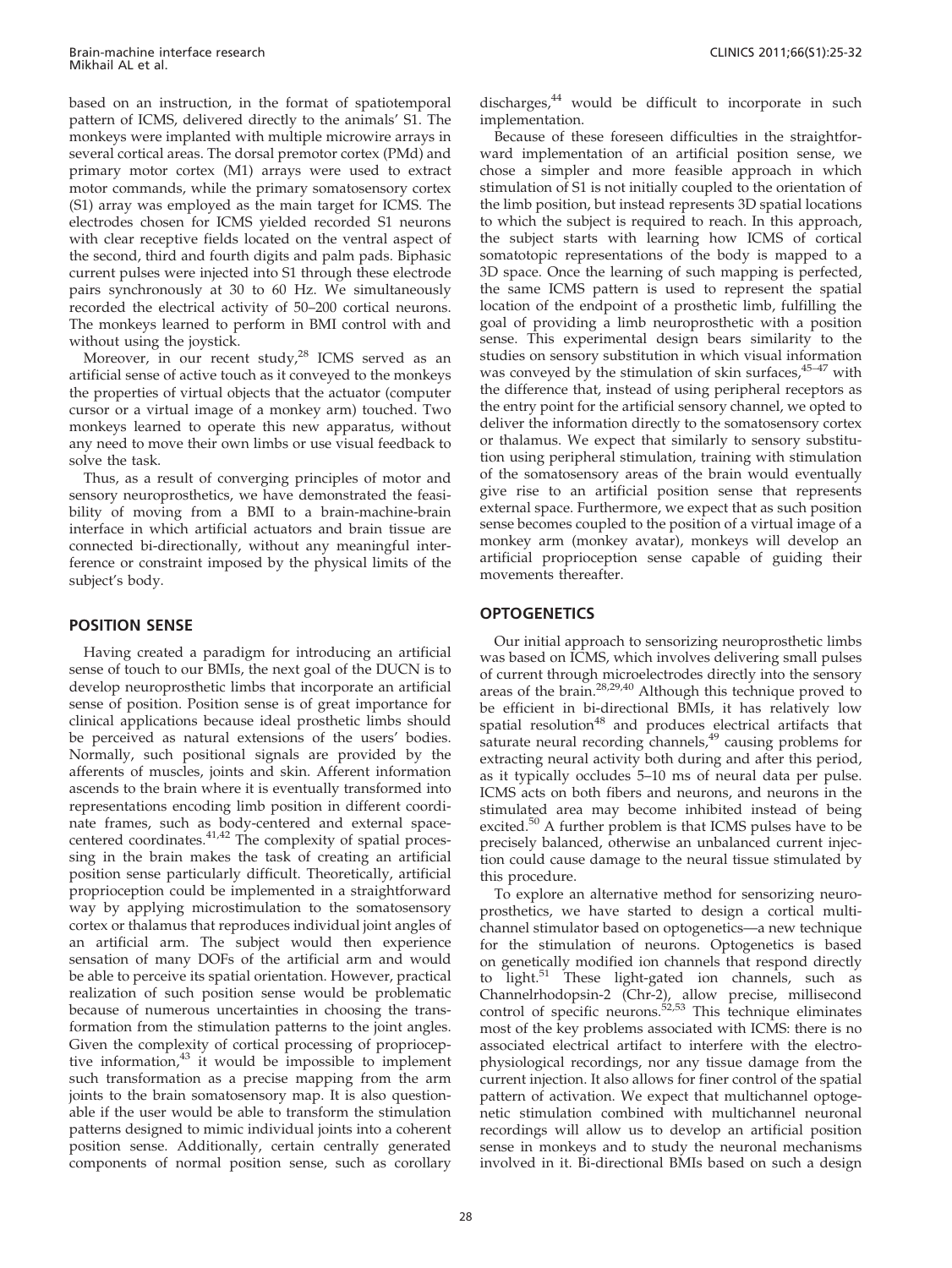based on an instruction, in the format of spatiotemporal pattern of ICMS, delivered directly to the animals' S1. The monkeys were implanted with multiple microwire arrays in several cortical areas. The dorsal premotor cortex (PMd) and primary motor cortex (M1) arrays were used to extract motor commands, while the primary somatosensory cortex (S1) array was employed as the main target for ICMS. The electrodes chosen for ICMS yielded recorded S1 neurons with clear receptive fields located on the ventral aspect of the second, third and fourth digits and palm pads. Biphasic current pulses were injected into S1 through these electrode pairs synchronously at 30 to 60 Hz. We simultaneously recorded the electrical activity of 50–200 cortical neurons. The monkeys learned to perform in BMI control with and without using the joystick.

Moreover, in our recent study,[28] ICMS served as an artificial sense of active touch as it conveyed to the monkeys the properties of virtual objects that the actuator (computer cursor or a virtual image of a monkey arm) touched. Two monkeys learned to operate this new apparatus, without any need to move their own limbs or use visual feedback to solve the task.

Thus, as a result of converging principles of motor and sensory neuroprosthetics, we have demonstrated the feasibility of moving from a BMI to a brain-machine-brain interface in which artificial actuators and brain tissue are connected bi-directionally, without any meaningful interference or constraint imposed by the physical limits of the subject's body.

## POSITION SENSE

Having created a paradigm for introducing an artificial sense of touch to our BMIs, the next goal of the DUCN is to develop neuroprosthetic limbs that incorporate an artificial sense of position. Position sense is of great importance for clinical applications because ideal prosthetic limbs should be perceived as natural extensions of the users' bodies. Normally, such positional signals are provided by the afferents of muscles, joints and skin. Afferent information ascends to the brain where it is eventually transformed into representations encoding limb position in different coordinate frames, such as body-centered and external space-centered coordinates.[41,42] The complexity of spatial processing in the brain makes the task of creating an artificial position sense particularly difficult. Theoretically, artificial proprioception could be implemented in a straightforward way by applying microstimulation to the somatosensory cortex or thalamus that reproduces individual joint angles of an artificial arm. The subject would then experience sensation of many DOFs of the artificial arm and would be able to perceive its spatial orientation. However, practical realization of such position sense would be problematic because of numerous uncertainties in choosing the transformation from the stimulation patterns to the joint angles. Given the complexity of cortical processing of proprioceptive information,[43] it would be impossible to implement such transformation as a precise mapping from the arm joints to the brain somatosensory map. It is also questionable if the user would be able to transform the stimulation patterns designed to mimic individual joints into a coherent position sense. Additionally, certain centrally generated components of normal position sense, such as corollary discharges,[44] would be difficult to incorporate in such implementation.

Because of these foreseen difficulties in the straightforward implementation of an artificial position sense, we chose a simpler and more feasible approach in which stimulation of S1 is not initially coupled to the orientation of the limb position, but instead represents 3D spatial locations to which the subject is required to reach. In this approach, the subject starts with learning how ICMS of cortical somatotopic representations of the body is mapped to a 3D space. Once the learning of such mapping is perfected, the same ICMS pattern is used to represent the spatial location of the endpoint of a prosthetic limb, fulfilling the goal of providing a limb neuroprosthetic with a position sense. This experimental design bears similarity to the studies on sensory substitution in which visual information was conveyed by the stimulation of skin surfaces,[45–47] with the difference that, instead of using peripheral receptors as the entry point for the artificial sensory channel, we opted to deliver the information directly to the somatosensory cortex or thalamus. We expect that similarly to sensory substitution using peripheral stimulation, training with stimulation of the somatosensory areas of the brain would eventually give rise to an artificial position sense that represents external space. Furthermore, we expect that as such position sense becomes coupled to the position of a virtual image of a monkey arm (monkey avatar), monkeys will develop an artificial proprioception sense capable of guiding their movements thereafter.

## OPTOGENETICS

Our initial approach to sensorizing neuroprosthetic limbs was based on ICMS, which involves delivering small pulses of current through microelectrodes directly into the sensory areas of the brain.[28,29,40] Although this technique proved to be efficient in bi-directional BMIs, it has relatively low spatial resolution[48] and produces electrical artifacts that saturate neural recording channels,[49] causing problems for extracting neural activity both during and after this period, as it typically occludes 5–10 ms of neural data per pulse. ICMS acts on both fibers and neurons, and neurons in the stimulated area may become inhibited instead of being excited.[50] A further problem is that ICMS pulses have to be precisely balanced, otherwise an unbalanced current injection could cause damage to the neural tissue stimulated by this procedure.

To explore an alternative method for sensorizing neuroprosthetics, we have started to design a cortical multichannel stimulator based on optogenetics—a new technique for the stimulation of neurons. Optogenetics is based on genetically modified ion channels that respond directly to light.[51] These light-gated ion channels, such as Channelrhodopsin-2 (Chr-2), allow precise, millisecond control of specific neurons.[52,53] This technique eliminates most of the key problems associated with ICMS: there is no associated electrical artifact to interfere with the electrophysiological recordings, nor any tissue damage from the current injection. It also allows for finer control of the spatial pattern of activation. We expect that multichannel optogenetic stimulation combined with multichannel neuronal recordings will allow us to develop an artificial position sense in monkeys and to study the neuronal mechanisms involved in it. Bi-directional BMIs based on such a design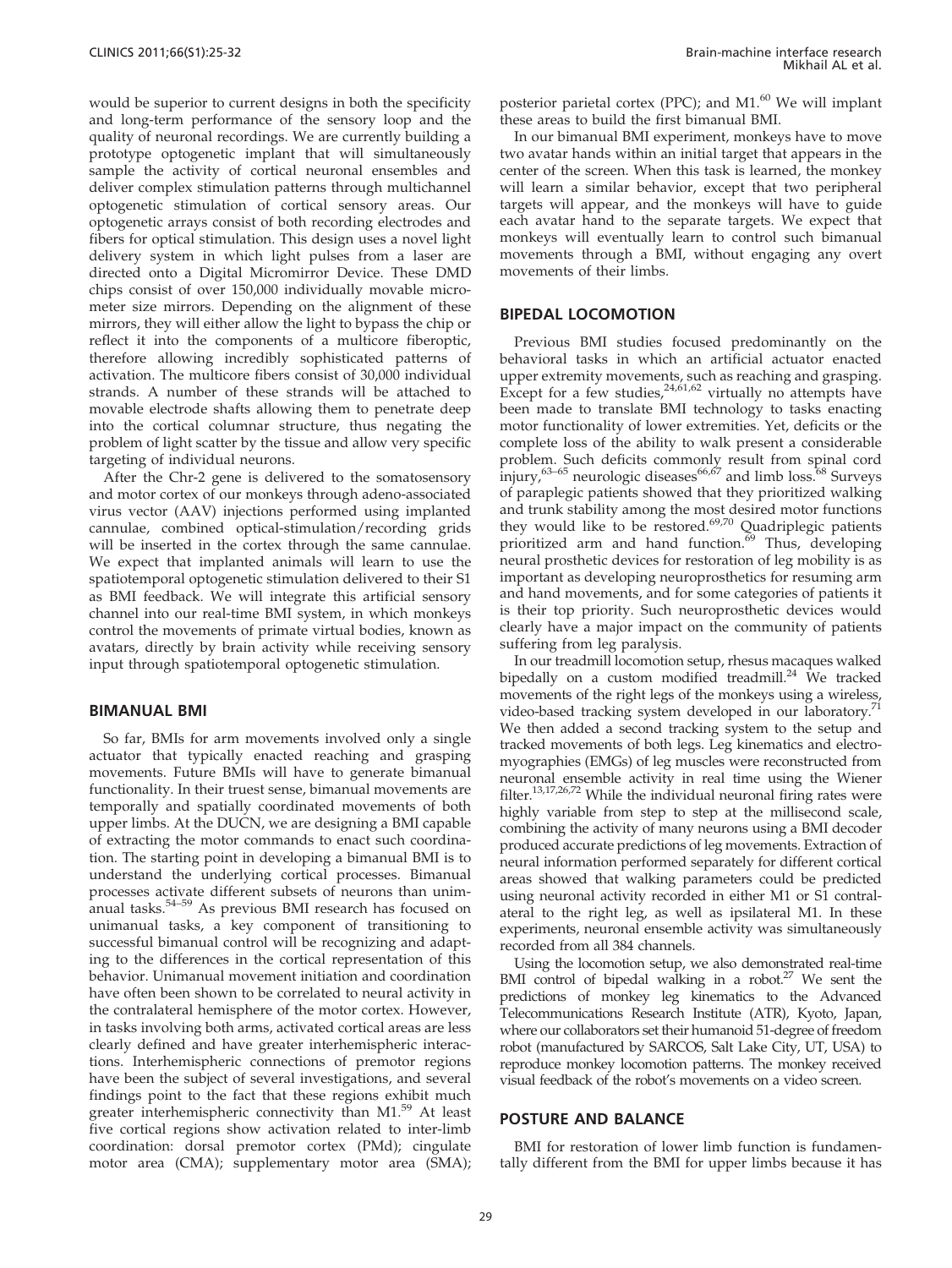would be superior to current designs in both the specificity and long-term performance of the sensory loop and the quality of neuronal recordings. We are currently building a prototype optogenetic implant that will simultaneously sample the activity of cortical neuronal ensembles and deliver complex stimulation patterns through multichannel optogenetic stimulation of cortical sensory areas. Our optogenetic arrays consist of both recording electrodes and fibers for optical stimulation. This design uses a novel light delivery system in which light pulses from a laser are directed onto a Digital Micromirror Device. These DMD chips consist of over 150,000 individually movable micrometer size mirrors. Depending on the alignment of these mirrors, they will either allow the light to bypass the chip or reflect it into the components of a multicore fiberoptic, therefore allowing incredibly sophisticated patterns of activation. The multicore fibers consist of 30,000 individual strands. A number of these strands will be attached to movable electrode shafts allowing them to penetrate deep into the cortical columnar structure, thus negating the problem of light scatter by the tissue and allow very specific targeting of individual neurons.

After the Chr-2 gene is delivered to the somatosensory and motor cortex of our monkeys through adeno-associated virus vector (AAV) injections performed using implanted cannulae, combined optical-stimulation/recording grids will be inserted in the cortex through the same cannulae. We expect that implanted animals will learn to use the spatiotemporal optogenetic stimulation delivered to their S1 as BMI feedback. We will integrate this artificial sensory channel into our real-time BMI system, in which monkeys control the movements of primate virtual bodies, known as avatars, directly by brain activity while receiving sensory input through spatiotemporal optogenetic stimulation.

## BIMANUAL BMI

So far, BMIs for arm movements involved only a single actuator that typically enacted reaching and grasping movements. Future BMIs will have to generate bimanual functionality. In their truest sense, bimanual movements are temporally and spatially coordinated movements of both upper limbs. At the DUCN, we are designing a BMI capable of extracting the motor commands to enact such coordination. The starting point in developing a bimanual BMI is to understand the underlying cortical processes. Bimanual processes activate different subsets of neurons than unimanual tasks.[54–59] As previous BMI research has focused on unimanual tasks, a key component of transitioning to successful bimanual control will be recognizing and adapting to the differences in the cortical representation of this behavior. Unimanual movement initiation and coordination have often been shown to be correlated to neural activity in the contralateral hemisphere of the motor cortex. However, in tasks involving both arms, activated cortical areas are less clearly defined and have greater interhemispheric interactions. Interhemispheric connections of premotor regions have been the subject of several investigations, and several findings point to the fact that these regions exhibit much greater interhemispheric connectivity than M1.[59] At least five cortical regions show activation related to inter-limb coordination: dorsal premotor cortex (PMd); cingulate motor area (CMA); supplementary motor area (SMA); posterior parietal cortex (PPC); and M1.[60] We will implant these areas to build the first bimanual BMI.

In our bimanual BMI experiment, monkeys have to move two avatar hands within an initial target that appears in the center of the screen. When this task is learned, the monkey will learn a similar behavior, except that two peripheral targets will appear, and the monkeys will have to guide each avatar hand to the separate targets. We expect that monkeys will eventually learn to control such bimanual movements through a BMI, without engaging any overt movements of their limbs.

## BIPEDAL LOCOMOTION

Previous BMI studies focused predominantly on the behavioral tasks in which an artificial actuator enacted upper extremity movements, such as reaching and grasping. Except for a few studies,[24,61,62] virtually no attempts have been made to translate BMI technology to tasks enacting motor functionality of lower extremities. Yet, deficits or the complete loss of the ability to walk present a considerable problem. Such deficits commonly result from spinal cord injury,[63–65] neurologic diseases[66,67] and limb loss.[68] Surveys of paraplegic patients showed that they prioritized walking and trunk stability among the most desired motor functions they would like to be restored.[69,70] Quadriplegic patients prioritized arm and hand function.[69] Thus, developing neural prosthetic devices for restoration of leg mobility is as important as developing neuroprosthetics for resuming arm and hand movements, and for some categories of patients it is their top priority. Such neuroprosthetic devices would clearly have a major impact on the community of patients suffering from leg paralysis.

In our treadmill locomotion setup, rhesus macaques walked bipedally on a custom modified treadmill.[24] We tracked movements of the right legs of the monkeys using a wireless, video-based tracking system developed in our laboratory.[71] We then added a second tracking system to the setup and tracked movements of both legs. Leg kinematics and electromyographies (EMGs) of leg muscles were reconstructed from neuronal ensemble activity in real time using the Wiener filter.[13,17,26,72] While the individual neuronal firing rates were highly variable from step to step at the millisecond scale, combining the activity of many neurons using a BMI decoder produced accurate predictions of leg movements. Extraction of neural information performed separately for different cortical areas showed that walking parameters could be predicted using neuronal activity recorded in either M1 or S1 contralateral to the right leg, as well as ipsilateral M1. In these experiments, neuronal ensemble activity was simultaneously recorded from all 384 channels.

Using the locomotion setup, we also demonstrated real-time BMI control of bipedal walking in a robot.[27] We sent the predictions of monkey leg kinematics to the Advanced Telecommunications Research Institute (ATR), Kyoto, Japan, where our collaborators set their humanoid 51-degree of freedom robot (manufactured by SARCOS, Salt Lake City, UT, USA) to reproduce monkey locomotion patterns. The monkey received visual feedback of the robot's movements on a video screen.

## POSTURE AND BALANCE

BMI for restoration of lower limb function is fundamentally different from the BMI for upper limbs because it has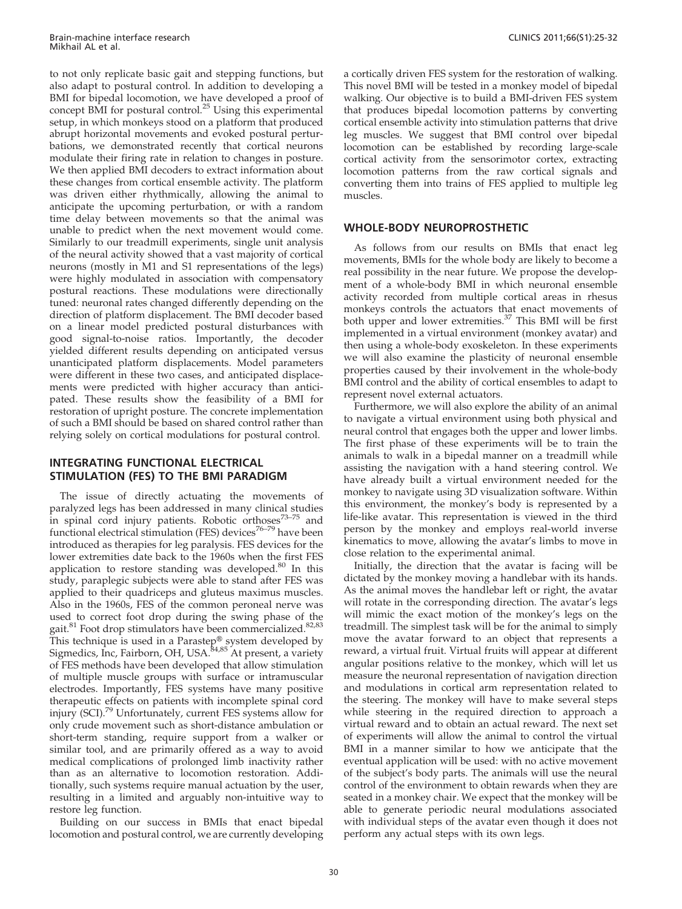to not only replicate basic gait and stepping functions, but also adapt to postural control. In addition to developing a BMI for bipedal locomotion, we have developed a proof of concept BMI for postural control.[25] Using this experimental setup, in which monkeys stood on a platform that produced abrupt horizontal movements and evoked postural perturbations, we demonstrated recently that cortical neurons modulate their firing rate in relation to changes in posture. We then applied BMI decoders to extract information about these changes from cortical ensemble activity. The platform was driven either rhythmically, allowing the animal to anticipate the upcoming perturbation, or with a random time delay between movements so that the animal was unable to predict when the next movement would come. Similarly to our treadmill experiments, single unit analysis of the neural activity showed that a vast majority of cortical neurons (mostly in M1 and S1 representations of the legs) were highly modulated in association with compensatory postural reactions. These modulations were directionally tuned: neuronal rates changed differently depending on the direction of platform displacement. The BMI decoder based on a linear model predicted postural disturbances with good signal-to-noise ratios. Importantly, the decoder yielded different results depending on anticipated versus unanticipated platform displacements. Model parameters were different in these two cases, and anticipated displacements were predicted with higher accuracy than anticipated. These results show the feasibility of a BMI for restoration of upright posture. The concrete implementation of such a BMI should be based on shared control rather than relying solely on cortical modulations for postural control.

## INTEGRATING FUNCTIONAL ELECTRICAL STIMULATION (FES) TO THE BMI PARADIGM

The issue of directly actuating the movements of paralyzed legs has been addressed in many clinical studies in spinal cord injury patients. Robotic orthoses[73–75] and functional electrical stimulation (FES) devices[76–79] have been introduced as therapies for leg paralysis. FES devices for the lower extremities date back to the 1960s when the first FES application to restore standing was developed.[80] In this study, paraplegic subjects were able to stand after FES was applied to their quadriceps and gluteus maximus muscles. Also in the 1960s, FES of the common peroneal nerve was used to correct foot drop during the swing phase of the gait.[81] Foot drop stimulators have been commercialized.[82,83] This technique is used in a Parastep® system developed by Sigmedics, Inc, Fairborn, OH, USA.[84,85] At present, a variety of FES methods have been developed that allow stimulation of multiple muscle groups with surface or intramuscular electrodes. Importantly, FES systems have many positive therapeutic effects on patients with incomplete spinal cord injury (SCI).[79] Unfortunately, current FES systems allow for only crude movement such as short-distance ambulation or short-term standing, require support from a walker or similar tool, and are primarily offered as a way to avoid medical complications of prolonged limb inactivity rather than as an alternative to locomotion restoration. Additionally, such systems require manual actuation by the user, resulting in a limited and arguably non-intuitive way to restore leg function.

Building on our success in BMIs that enact bipedal locomotion and postural control, we are currently developing a cortically driven FES system for the restoration of walking. This novel BMI will be tested in a monkey model of bipedal walking. Our objective is to build a BMI-driven FES system that produces bipedal locomotion patterns by converting cortical ensemble activity into stimulation patterns that drive leg muscles. We suggest that BMI control over bipedal locomotion can be established by recording large-scale cortical activity from the sensorimotor cortex, extracting locomotion patterns from the raw cortical signals and converting them into trains of FES applied to multiple leg muscles.

## WHOLE-BODY NEUROPROSTHETIC

As follows from our results on BMIs that enact leg movements, BMIs for the whole body are likely to become a real possibility in the near future. We propose the development of a whole-body BMI in which neuronal ensemble activity recorded from multiple cortical areas in rhesus monkeys controls the actuators that enact movements of both upper and lower extremities.[37] This BMI will be first implemented in a virtual environment (monkey avatar) and then using a whole-body exoskeleton. In these experiments we will also examine the plasticity of neuronal ensemble properties caused by their involvement in the whole-body BMI control and the ability of cortical ensembles to adapt to represent novel external actuators.

Furthermore, we will also explore the ability of an animal to navigate a virtual environment using both physical and neural control that engages both the upper and lower limbs. The first phase of these experiments will be to train the animals to walk in a bipedal manner on a treadmill while assisting the navigation with a hand steering control. We have already built a virtual environment needed for the monkey to navigate using 3D visualization software. Within this environment, the monkey's body is represented by a life-like avatar. This representation is viewed in the third person by the monkey and employs real-world inverse kinematics to move, allowing the avatar's limbs to move in close relation to the experimental animal.

Initially, the direction that the avatar is facing will be dictated by the monkey moving a handlebar with its hands. As the animal moves the handlebar left or right, the avatar will rotate in the corresponding direction. The avatar's legs will mimic the exact motion of the monkey's legs on the treadmill. The simplest task will be for the animal to simply move the avatar forward to an object that represents a reward, a virtual fruit. Virtual fruits will appear at different angular positions relative to the monkey, which will let us measure the neuronal representation of navigation direction and modulations in cortical arm representation related to the steering. The monkey will have to make several steps while steering in the required direction to approach a virtual reward and to obtain an actual reward. The next set of experiments will allow the animal to control the virtual BMI in a manner similar to how we anticipate that the eventual application will be used: with no active movement of the subject's body parts. The animals will use the neural control of the environment to obtain rewards when they are seated in a monkey chair. We expect that the monkey will be able to generate periodic neural modulations associated with individual steps of the avatar even though it does not perform any actual steps with its own legs.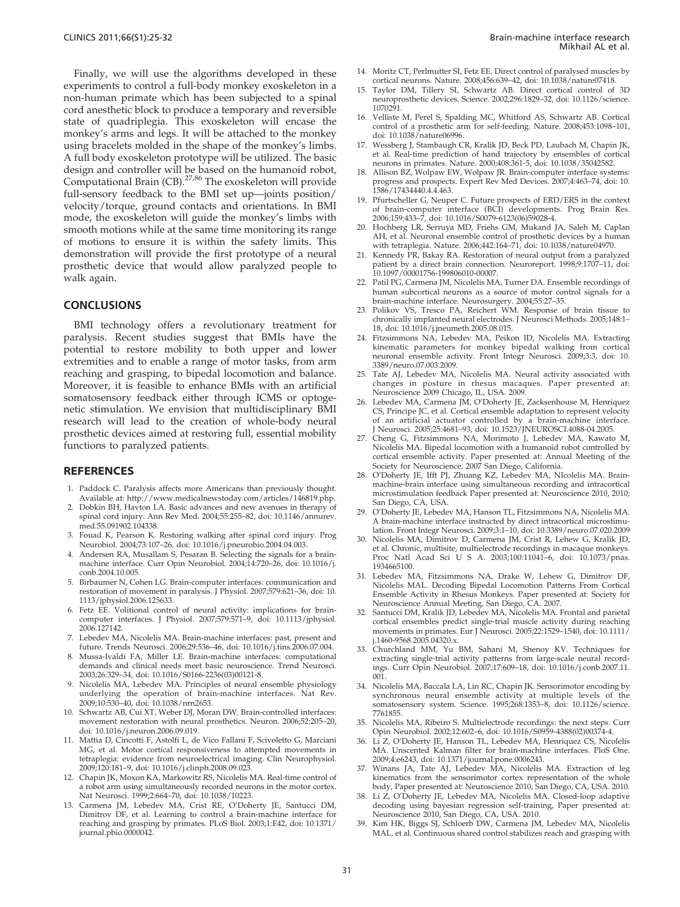Finally, we will use the algorithms developed in these experiments to control a full-body monkey exoskeleton in a non-human primate which has been subjected to a spinal cord anesthetic block to produce a temporary and reversible state of quadriplegia. This exoskeleton will encase the monkey's arms and legs. It will be attached to the monkey using bracelets molded in the shape of the monkey's limbs. A full body exoskeleton prototype will be utilized. The basic design and controller will be based on the humanoid robot, Computational Brain (CB).[27,86] The exoskeleton will provide full-sensory feedback to the BMI set up—joints position/velocity/torque, ground contacts and orientations. In BMI mode, the exoskeleton will guide the monkey's limbs with smooth motions while at the same time monitoring its range of motions to ensure it is within the safety limits. This demonstration will provide the first prototype of a neural prosthetic device that would allow paralyzed people to walk again.

## CONCLUSIONS

BMI technology offers a revolutionary treatment for paralysis. Recent studies suggest that BMIs have the potential to restore mobility to both upper and lower extremities and to enable a range of motor tasks, from arm reaching and grasping, to bipedal locomotion and balance. Moreover, it is feasible to enhance BMIs with an artificial somatosensory feedback either through ICMS or optogenetic stimulation. We envision that multidisciplinary BMI research will lead to the creation of whole-body neural prosthetic devices aimed at restoring full, essential mobility functions to paralyzed patients.

## REFERENCES

1. Paddock C. Paralysis affects more Americans than previously thought. Available at: http://www.medicalnewstoday.com/articles/146819.php.
2. Dobkin BH, Havton LA. Basic advances and new avenues in therapy of spinal cord injury. Ann Rev Med. 2004;55:255–82, doi: 10.1146/annurev.med.55.091902.104338.
3. Fouad K, Pearson K. Restoring walking after spinal cord injury. Prog Neurobiol. 2004;73:107–26, doi: 10.1016/j.pneurobio.2004.04.003.
4. Andersen RA, Musallam S, Pesaran B. Selecting the signals for a brain-machine interface. Curr Opin Neurobiol. 2004;14:720–26, doi: 10.1016/j.conb.2004.10.005.
5. Birbaumer N, Cohen LG. Brain-computer interfaces: communication and restoration of movement in paralysis. J Physiol. 2007;579:621–36, doi: 10.1113/jphysiol.2006.125633.
6. Fetz EE. Volitional control of neural activity: implications for brain-computer interfaces. J Physiol. 2007;579:571–9, doi: 10.1113/jphysiol.2006.127142.
7. Lebedev MA, Nicolelis MA. Brain-machine interfaces: past, present and future. Trends Neurosci. 2006;29:536–46, doi: 10.1016/j.tins.2006.07.004.
8. Mussa-Ivaldi FA, Miller LE. Brain-machine interfaces: computational demands and clinical needs meet basic neuroscience. Trend Neurosci. 2003;26:329–34, doi: 10.1016/S0166-2236(03)00121-8.
9. Nicolelis MA, Lebedev MA. Principles of neural ensemble physiology underlying the operation of brain-machine interfaces. Nat Rev. 2009;10:530–40, doi: 10.1038/nrn2653.
10. Schwartz AB, Cui XT, Weber DJ, Moran DW. Brain-controlled interfaces: movement restoration with neural prosthetics. Neuron. 2006;52:205–20, doi: 10.1016/j.neuron.2006.09.019.
11. Mattia D, Cincotti F, Astolfi L, de Vico Fallani F, Scivoletto G, Marciani MG, et al. Motor cortical responsiveness to attempted movements in tetraplegia: evidence from neuroelectrical imaging. Clin Neurophysiol. 2009;120:181–9, doi: 10.1016/j.clinph.2008.09.023.
12. Chapin JK, Moxon KA, Markowitz RS, Nicolelis MA. Real-time control of a robot arm using simultaneously recorded neurons in the motor cortex. Nat Neurosci. 1999;2:664–70, doi: 10.1038/10223.
13. Carmena JM, Lebedev MA, Crist RE, O'Doherty JE, Santucci DM, Dimitrov DF, et al. Learning to control a brain-machine interface for reaching and grasping by primates. PLoS Biol. 2003;1:E42, doi: 10.1371/journal.pbio.0000042.
14. Moritz CT, Perlmutter SI, Fetz EE. Direct control of paralysed muscles by cortical neurons. Nature. 2008;456:639–42, doi: 10.1038/nature07418.
15. Taylor DM, Tillery SI, Schwartz AB. Direct cortical control of 3D neuroprosthetic devices. Science. 2002;296:1829–32, doi: 10.1126/science.1070291.
16. Velliste M, Perel S, Spalding MC, Whitford AS, Schwartz AB. Cortical control of a prosthetic arm for self-feeding. Nature. 2008;453:1098–101, doi: 10.1038/nature06996.
17. Wessberg J, Stambaugh CR, Kralik JD, Beck PD, Laubach M, Chapin JK, et al. Real-time prediction of hand trajectory by ensembles of cortical neurons in primates. Nature. 2000;408:361-5, doi: 10.1038/35042582.
18. Allison BZ, Wolpaw EW, Wolpaw JR. Brain-computer interface systems: progress and prospects. Expert Rev Med Devices. 2007;4:463–74, doi: 10.1586/17434440.4.4.463.
19. Pfurtscheller G, Neuper C. Future prospects of ERD/ERS in the context of brain-computer interface (BCI) developments. Prog Brain Res. 2006;159:433–7, doi: 10.1016/S0079-6123(06)59028-4.
20. Hochberg LR, Serruya MD, Friehs GM, Mukand JA, Saleh M, Caplan AH, et al. Neuronal ensemble control of prosthetic devices by a human with tetraplegia. Nature. 2006;442:164–71, doi: 10.1038/nature04970.
21. Kennedy PR, Bakay RA. Restoration of neural output from a paralyzed patient by a direct brain connection. Neuroreport. 1998;9:1707–11, doi: 10.1097/00001756-199806010-00007.
22. Patil PG, Carmena JM, Nicolelis MA, Turner DA. Ensemble recordings of human subcortical neurons as a source of motor control signals for a brain-machine interface. Neurosurgery. 2004;55:27–35.
23. Polikov VS, Tresco PA, Reichert WM. Response of brain tissue to chronically implanted neural electrodes. J Neurosci Methods. 2005;148:1–18, doi: 10.1016/j.jneumeth.2005.08.015.
24. Fitzsimmons NA, Lebedev MA, Peikon ID, Nicolelis MA. Extracting kinematic parameters for monkey bipedal walking from cortical neuronal ensemble activity. Front Integr Neurosci. 2009;3:3, doi: 10.3389/neuro.07.003.2009.
25. Tate AJ, Lebedev MA, Nicolelis MA. Neural activity associated with changes in posture in rhesus macaques. Paper presented at: Neuroscience 2009 Chicago, IL, USA. 2009.
26. Lebedev MA, Carmena JM, O'Doherty JE, Zacksenhouse M, Henriquez CS, Principe JC, et al. Cortical ensemble adaptation to represent velocity of an artificial actuator controlled by a brain-machine interface. J Neurosci. 2005;25:4681–93, doi: 10.1523/JNEUROSCI.4088-04.2005.
27. Cheng G, Fitzsimmons NA, Morimoto J, Lebedev MA, Kawato M, Nicolelis MA. Bipedal locomotion with a humanoid robot controlled by cortical ensemble activity. Paper presented at: Annual Meeting of the Society for Neuroscience, 2007 San Diego, California.
28. O'Doherty JE, Ifft PJ, Zhuang KZ, Lebedev MA, NIcolelis MA. Brain-machine-brain interface using simultaneous recording and intracortical microstimulation feedback Paper presented at: Neuroscience 2010, 2010; San Diego, CA, USA.
29. O'Doherty JE, Lebedev MA, Hanson TL, Fitzsimmons NA, Nicolelis MA. A brain-machine interface instructed by direct intracortical microstimulation. Front Integr Neurosci. 2009;3:1–10, doi: 10.3389/neuro.07.020.2009
30. Nicolelis MA, Dimitrov D, Carmena JM, Crist R, Lehew G, Kralik JD, et al. Chronic, multisite, multielectrode recordings in macaque monkeys. Proc Natl Acad Sci U S A. 2003;100:11041–6, doi: 10.1073/pnas.1934665100.
31. Lebedev MA, Fitzsimmons NA, Drake W, Lehew G, Dimitrov DF, Nicolelis MAL. Decoding Bipedal Locomotion Patterns From Cortical Ensemble Activity in Rhesus Monkeys. Paper presented at: Society for Neuroscience Annual Meeting, San Diego, CA. 2007.
32. Santucci DM, Kralik JD, Lebedev MA, Nicolelis MA. Frontal and parietal cortical ensembles predict single-trial muscle activity during reaching movements in primates. Eur J Neurosci. 2005;22:1529–1540, doi: 10.1111/j.1460-9568.2005.04320.x.
33. Churchland MM, Yu BM, Sahani M, Shenoy KV. Techniques for extracting single-trial activity patterns from large-scale neural recordings. Curr Opin Neurobiol. 2007;17:609–18, doi: 10.1016/j.conb.2007.11.001.
34. Nicolelis MA, Baccala LA, Lin RC, Chapin JK. Sensorimotor encoding by synchronous neural ensemble activity at multiple levels of the somatosensory system. Science. 1995;268:1353–8, doi: 10.1126/science.7761855.
35. Nicolelis MA, Ribeiro S. Multielectrode recordings: the next steps. Curr Opin Neurobiol. 2002;12:602–6, doi: 10.1016/S0959-4388(02)00374-4.
36. Li Z, O'Doherty JE, Hanson TL, Lebedev MA, Henriquez CS, Nicolelis MA. Unscented Kalman filter for brain-machine interfaces. PloS One. 2009;4:e6243, doi: 10.1371/journal.pone.0006243.
37. Winans JA, Tate AJ, Lebedev MA, Nicolelis MA. Extraction of leg kinematics from the sensorimotor cortex representation of the whole body, Paper presented at: Neuroscience 2010, San Diego, CA, USA. 2010.
38. Li Z, O'Doherty JE, Lebedev MA, Nicolelis MA. Closed-loop adaptive decoding using bayesian regression self-training, Paper presented at: Neuroscience 2010, San Diego, CA, USA. 2010.
39. Kim HK, Biggs SJ, Schloerb DW, Carmena JM, Lebedev MA, Nicolelis MAL, et al. Continuous shared control stabilizes reach and grasping with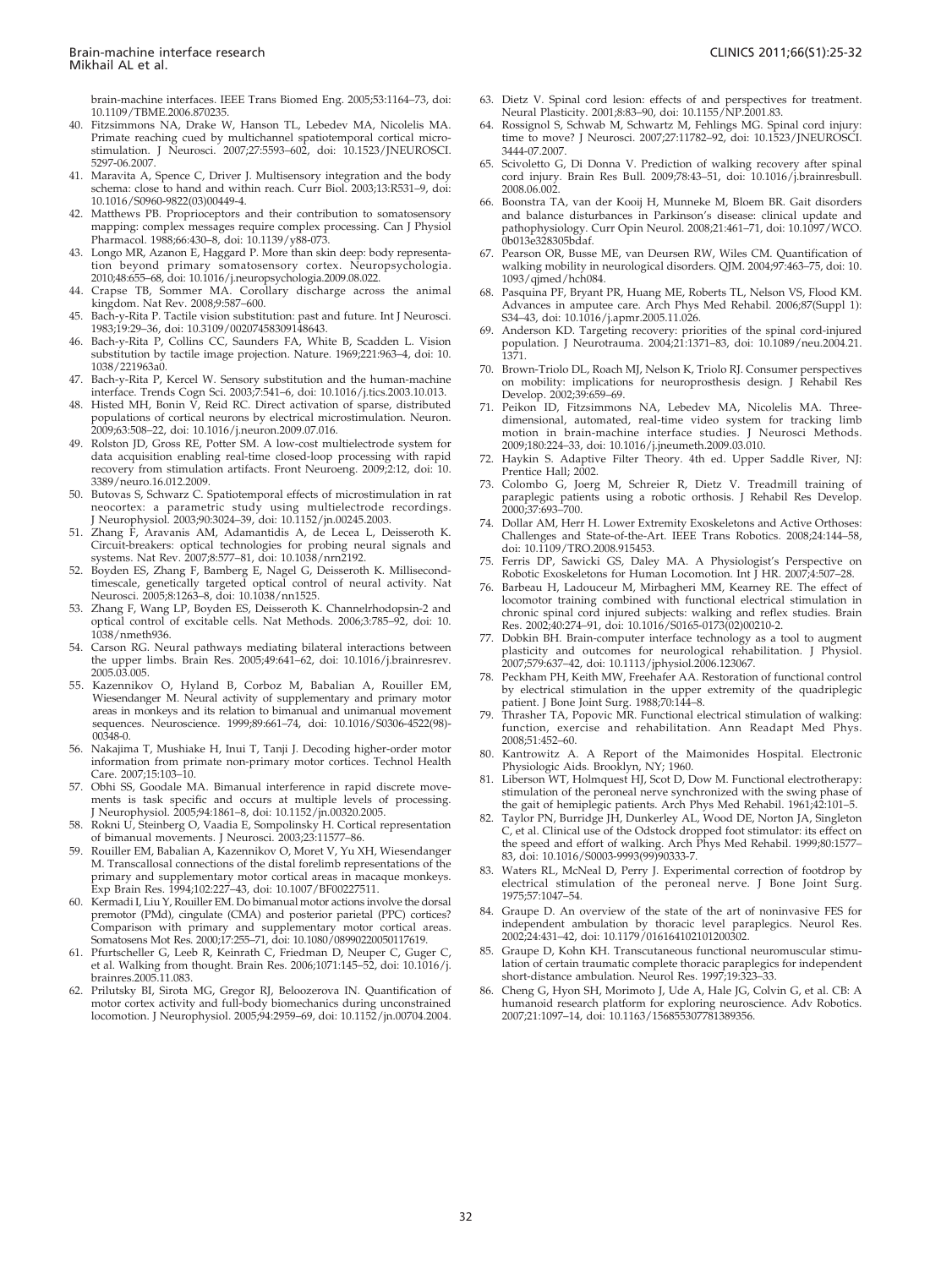brain-machine interfaces. IEEE Trans Biomed Eng. 2005;53:1164–73, doi: 10.1109/TBME.2006.870235.

40. Fitzsimmons NA, Drake W, Hanson TL, Lebedev MA, Nicolelis MA. Primate reaching cued by multichannel spatiotemporal cortical microstimulation. J Neurosci. 2007;27:5593–602, doi: 10.1523/JNEUROSCI.5297-06.2007.
41. Maravita A, Spence C, Driver J. Multisensory integration and the body schema: close to hand and within reach. Curr Biol. 2003;13:R531–9, doi: 10.1016/S0960-9822(03)00449-4.
42. Matthews PB. Proprioceptors and their contribution to somatosensory mapping: complex messages require complex processing. Can J Physiol Pharmacol. 1988;66:430–8, doi: 10.1139/y88-073.
43. Longo MR, Azanon E, Haggard P. More than skin deep: body representation beyond primary somatosensory cortex. Neuropsychologia. 2010;48:655–68, doi: 10.1016/j.neuropsychologia.2009.08.022.
44. Crapse TB, Sommer MA. Corollary discharge across the animal kingdom. Nat Rev. 2008;9:587–600.
45. Bach-y-Rita P. Tactile vision substitution: past and future. Int J Neurosci. 1983;19:29–36, doi: 10.3109/00207458309148643.
46. Bach-y-Rita P, Collins CC, Saunders FA, White B, Scadden L. Vision substitution by tactile image projection. Nature. 1969;221:963–4, doi: 10.1038/221963a0.
47. Bach-y-Rita P, Kercel W. Sensory substitution and the human-machine interface. Trends Cogn Sci. 2003;7:541–6, doi: 10.1016/j.tics.2003.10.013.
48. Histed MH, Bonin V, Reid RC. Direct activation of sparse, distributed populations of cortical neurons by electrical microstimulation. Neuron. 2009;63:508–22, doi: 10.1016/j.neuron.2009.07.016.
49. Rolston JD, Gross RE, Potter SM. A low-cost multielectrode system for data acquisition enabling real-time closed-loop processing with rapid recovery from stimulation artifacts. Front Neuroeng. 2009;2:12, doi: 10.3389/neuro.16.012.2009.
50. Butovas S, Schwarz C. Spatiotemporal effects of microstimulation in rat neocortex: a parametric study using multielectrode recordings. J Neurophysiol. 2003;90:3024–39, doi: 10.1152/jn.00245.2003.
51. Zhang F, Aravanis AM, Adamantidis A, de Lecea L, Deisseroth K. Circuit-breakers: optical technologies for probing neural signals and systems. Nat Rev. 2007;8:577–81, doi: 10.1038/nrn2192.
52. Boyden ES, Zhang F, Bamberg E, Nagel G, Deisseroth K. Millisecond-timescale, genetically targeted optical control of neural activity. Nat Neurosci. 2005;8:1263–8, doi: 10.1038/nn1525.
53. Zhang F, Wang LP, Boyden ES, Deisseroth K. Channelrhodopsin-2 and optical control of excitable cells. Nat Methods. 2006;3:785–92, doi: 10.1038/nmeth936.
54. Carson RG. Neural pathways mediating bilateral interactions between the upper limbs. Brain Res. 2005;49:641–62, doi: 10.1016/j.brainresrev.2005.03.005.
55. Kazennikov O, Hyland B, Corboz M, Babalian A, Rouiller EM, Wiesendanger M. Neural activity of supplementary and primary motor areas in monkeys and its relation to bimanual and unimanual movement sequences. Neuroscience. 1999;89:661–74, doi: 10.1016/S0306-4522(98)-00348-0.
56. Nakajima T, Mushiake H, Inui T, Tanji J. Decoding higher-order motor information from primate non-primary motor cortices. Technol Health Care. 2007;15:103–10.
57. Obhi SS, Goodale MA. Bimanual interference in rapid discrete movements is task specific and occurs at multiple levels of processing. J Neurophysiol. 2005;94:1861–8, doi: 10.1152/jn.00320.2005.
58. Rokni U, Steinberg O, Vaadia E, Sompolinsky H. Cortical representation of bimanual movements. J Neurosci. 2003;23:11577–86.
59. Rouiller EM, Babalian A, Kazennikov O, Moret V, Yu XH, Wiesendanger M. Transcallosal connections of the distal forelimb representations of the primary and supplementary motor cortical areas in macaque monkeys. Exp Brain Res. 1994;102:227–43, doi: 10.1007/BF00227511.
60. Kermadi I, Liu Y, Rouiller EM. Do bimanual motor actions involve the dorsal premotor (PMd), cingulate (CMA) and posterior parietal (PPC) cortices? Comparison with primary and supplementary motor cortical areas. Somatosens Mot Res. 2000;17:255–71, doi: 10.1080/08990220050117619.
61. Pfurtscheller G, Leeb R, Keinrath C, Friedman D, Neuper C, Guger C, et al. Walking from thought. Brain Res. 2006;1071:145–52, doi: 10.1016/j.brainres.2005.11.083.
62. Prilutsky BI, Sirota MG, Gregor RJ, Beloozerova IN. Quantification of motor cortex activity and full-body biomechanics during unconstrained locomotion. J Neurophysiol. 2005;94:2959–69, doi: 10.1152/jn.00704.2004.
63. Dietz V. Spinal cord lesion: effects of and perspectives for treatment. Neural Plasticity. 2001;8:83–90, doi: 10.1155/NP.2001.83.
64. Rossignol S, Schwab M, Schwartz M, Fehlings MG. Spinal cord injury: time to move? J Neurosci. 2007;27:11782–92, doi: 10.1523/JNEUROSCI.3444-07.2007.
65. Scivoletto G, Di Donna V. Prediction of walking recovery after spinal cord injury. Brain Res Bull. 2009;78:43–51, doi: 10.1016/j.brainresbull.2008.06.002.
66. Boonstra TA, van der Kooij H, Munneke M, Bloem BR. Gait disorders and balance disturbances in Parkinson's disease: clinical update and pathophysiology. Curr Opin Neurol. 2008;21:461–71, doi: 10.1097/WCO.0b013e328305bdaf.
67. Pearson OR, Busse ME, van Deursen RW, Wiles CM. Quantification of walking mobility in neurological disorders. QJM. 2004;97:463–75, doi: 10.1093/qjmed/hch084.
68. Pasquina PF, Bryant PR, Huang ME, Roberts TL, Nelson VS, Flood KM. Advances in amputee care. Arch Phys Med Rehabil. 2006;87(Suppl 1): S34–43, doi: 10.1016/j.apmr.2005.11.026.
69. Anderson KD. Targeting recovery: priorities of the spinal cord-injured population. J Neurotrauma. 2004;21:1371–83, doi: 10.1089/neu.2004.21.1371.
70. Brown-Triolo DL, Roach MJ, Nelson K, Triolo RJ. Consumer perspectives on mobility: implications for neuroprosthesis design. J Rehabil Res Develop. 2002;39:659–69.
71. Peikon ID, Fitzsimmons NA, Lebedev MA, Nicolelis MA. Three-dimensional, automated, real-time video system for tracking limb motion in brain-machine interface studies. J Neurosci Methods. 2009;180:224–33, doi: 10.1016/j.jneumeth.2009.03.010.
72. Haykin S. Adaptive Filter Theory. 4th ed. Upper Saddle River, NJ: Prentice Hall; 2002.
73. Colombo G, Joerg M, Schreier R, Dietz V. Treadmill training of paraplegic patients using a robotic orthosis. J Rehabil Res Develop. 2000;37:693–700.
74. Dollar AM, Herr H. Lower Extremity Exoskeletons and Active Orthoses: Challenges and State-of-the-Art. IEEE Trans Robotics. 2008;24:144–58, doi: 10.1109/TRO.2008.915453.
75. Ferris DP, Sawicki GS, Daley MA. A Physiologist's Perspective on Robotic Exoskeletons for Human Locomotion. Int J HR. 2007;4:507–28.
76. Barbeau H, Ladouceur M, Mirbagheri MM, Kearney RE. The effect of locomotor training combined with functional electrical stimulation in chronic spinal cord injured subjects: walking and reflex studies. Brain Res. 2002;40:274–91, doi: 10.1016/S0165-0173(02)00210-2.
77. Dobkin BH. Brain-computer interface technology as a tool to augment plasticity and outcomes for neurological rehabilitation. J Physiol. 2007;579:637–42, doi: 10.1113/jphysiol.2006.123067.
78. Peckham PH, Keith MW, Freehafer AA. Restoration of functional control by electrical stimulation in the upper extremity of the quadriplegic patient. J Bone Joint Surg. 1988;70:144–8.
79. Thrasher TA, Popovic MR. Functional electrical stimulation of walking: function, exercise and rehabilitation. Ann Readapt Med Phys. 2008;51:452–60.
80. Kantrowitz A. A Report of the Maimonides Hospital. Electronic Physiologic Aids. Brooklyn, NY; 1960.
81. Liberson WT, Holmquest HJ, Scot D, Dow M. Functional electrotherapy: stimulation of the peroneal nerve synchronized with the swing phase of the gait of hemiplegic patients. Arch Phys Med Rehabil. 1961;42:101–5.
82. Taylor PN, Burridge JH, Dunkerley AL, Wood DE, Norton JA, Singleton C, et al. Clinical use of the Odstock dropped foot stimulator: its effect on the speed and effort of walking. Arch Phys Med Rehabil. 1999;80:1577–83, doi: 10.1016/S0003-9993(99)90333-7.
83. Waters RL, McNeal D, Perry J. Experimental correction of footdrop by electrical stimulation of the peroneal nerve. J Bone Joint Surg. 1975;57:1047–54.
84. Graupe D. An overview of the state of the art of noninvasive FES for independent ambulation by thoracic level paraplegics. Neurol Res. 2002;24:431–42, doi: 10.1179/016164102101200302.
85. Graupe D, Kohn KH. Transcutaneous functional neuromuscular stimulation of certain traumatic complete thoracic paraplegics for independent short-distance ambulation. Neurol Res. 1997;19:323–33.
86. Cheng G, Hyon SH, Morimoto J, Ude A, Hale JG, Colvin G, et al. CB: A humanoid research platform for exploring neuroscience. Adv Robotics. 2007;21:1097–14, doi: 10.1163/156855307781389356.